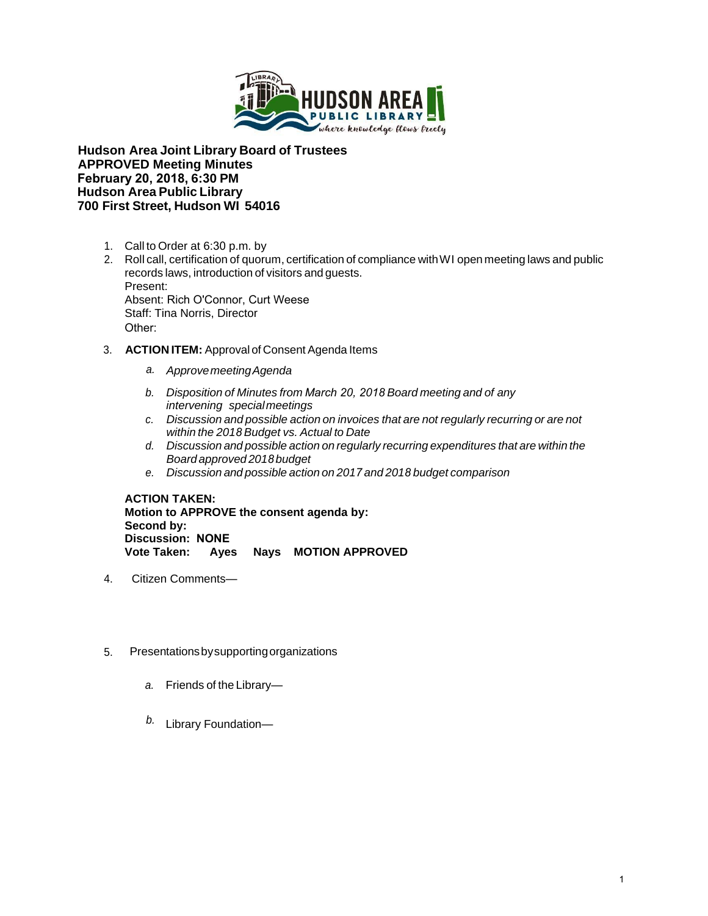**Hudson Area Joint Library Board of Trustees**
**APPROVED Meeting Minutes**
**February 20, 2018, 6:30 PM**
**Hudson Area Public Library**
**700 First Street, Hudson WI 54016**

1. Call to Order at 6:30 p.m. by
2. Roll call, certification of quorum, certification of compliance with WI open meeting laws and public records laws, introduction of visitors and guests.
   Present:
   Absent: Rich O'Connor, Curt Weese
   Staff: Tina Norris, Director
   Other:
3. **ACTION ITEM:** Approval of Consent Agenda Items
   - a. *Approve meeting Agenda*
   - b. *Disposition of Minutes from March 20, 2018 Board meeting and of any intervening special meetings*
   - c. *Discussion and possible action on invoices that are not regularly recurring or are not within the 2018 Budget vs. Actual to Date*
   - d. *Discussion and possible action on regularly recurring expenditures that are within the Board approved 2018 budget*
   - e. *Discussion and possible action on 2017 and 2018 budget comparison*

   **ACTION TAKEN:**
   **Motion to APPROVE the consent agenda by:**
   **Second by:**
   **Discussion: NONE**
   **Vote Taken: Ayes Nays MOTION APPROVED**

4. Citizen Comments—

5. Presentations by supporting organizations
   - a. Friends of the Library—
   - b. Library Foundation—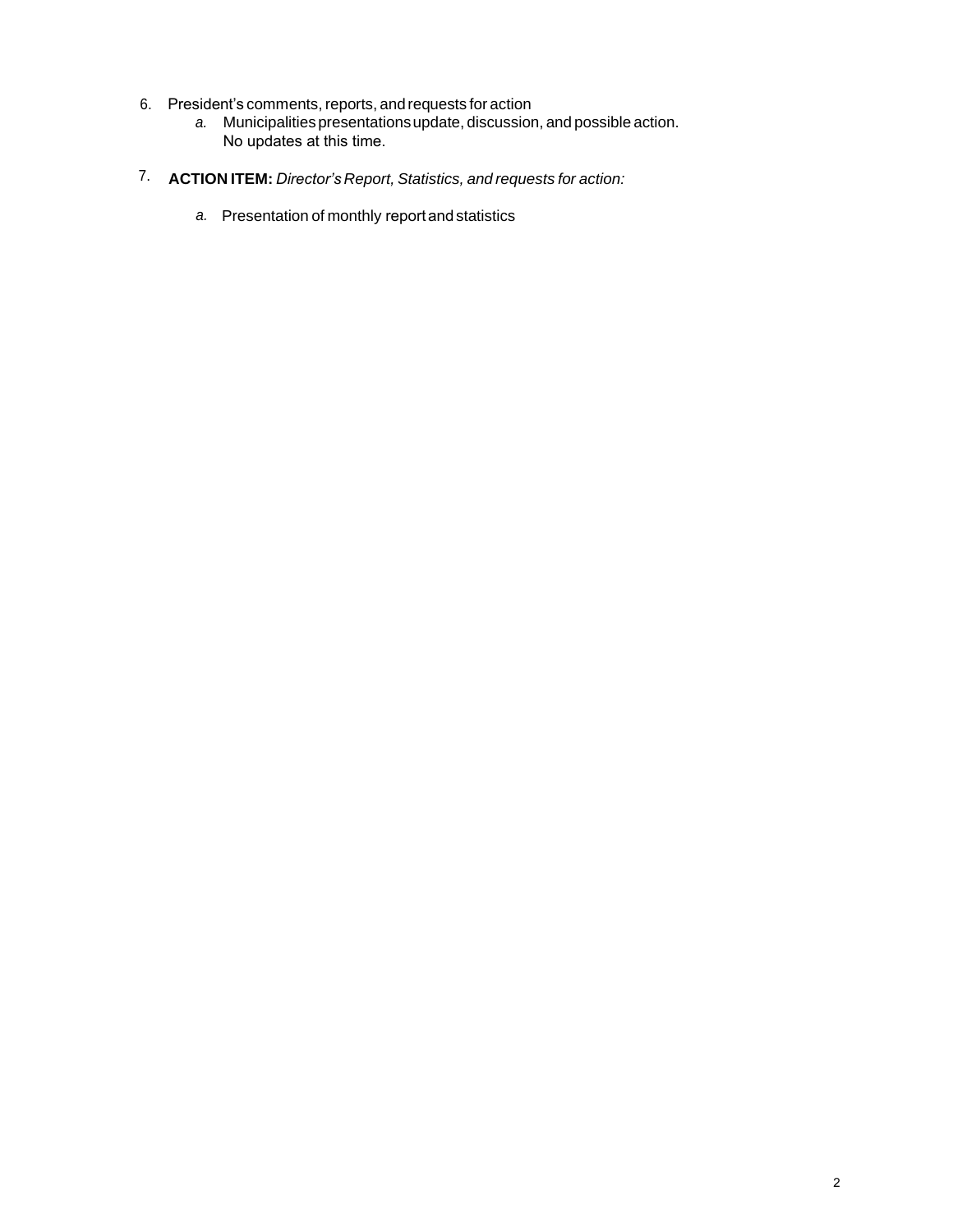6. President's comments, reports, and requests for action
    *a.* Municipalities presentations update, discussion, and possible action.
    No updates at this time.

7. **ACTION ITEM:** *Director's Report, Statistics, and requests for action:*

    *a.* Presentation of monthly report and statistics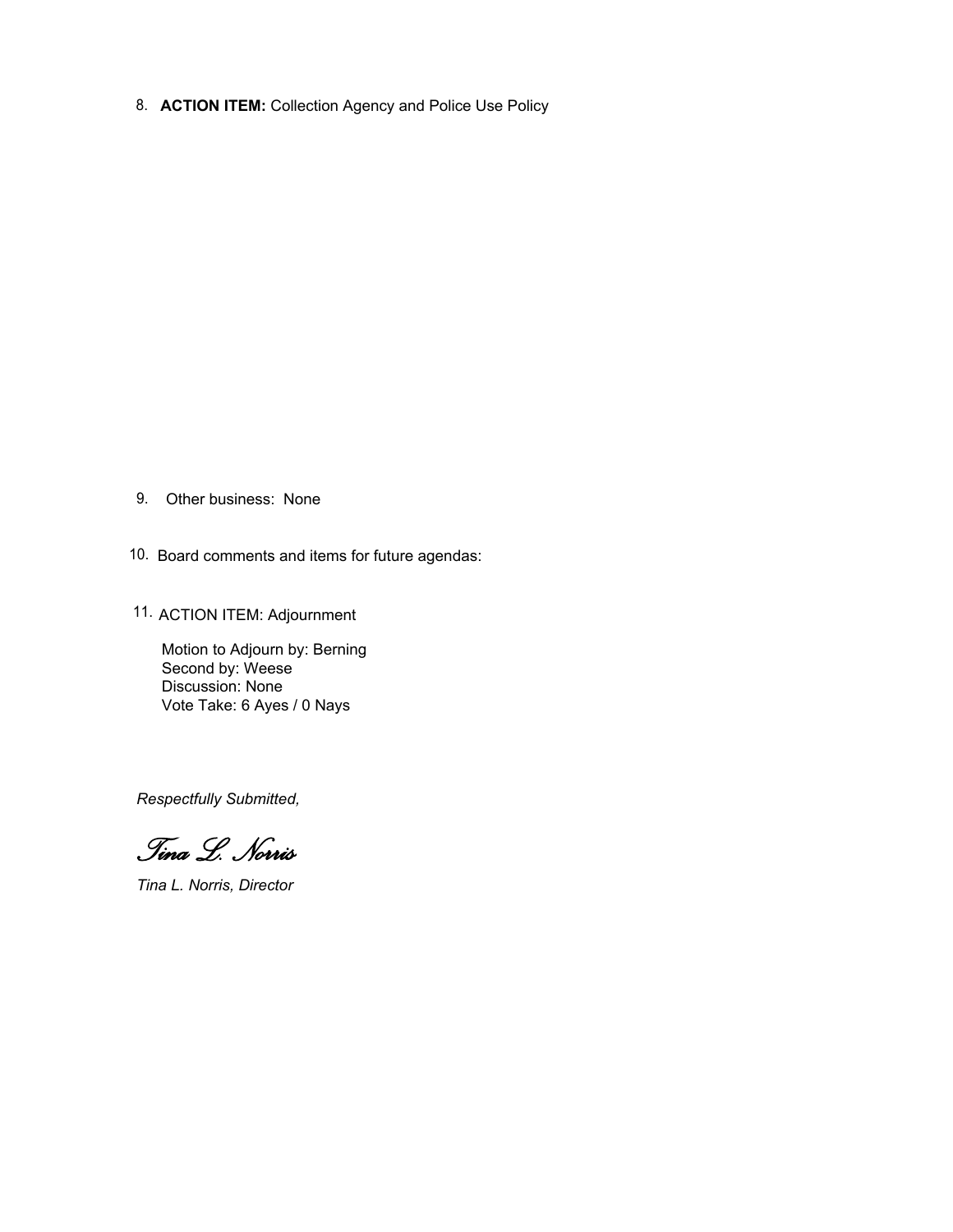8. **ACTION ITEM:** Collection Agency and Police Use Policy

9. Other business: None

10. Board comments and items for future agendas:

11. ACTION ITEM: Adjournment

    Motion to Adjourn by: Berning
    Second by: Weese
    Discussion: None
    Vote Take: 6 Ayes / 0 Nays

*Respectfully Submitted,*

*Tina L. Norris*

*Tina L. Norris, Director*